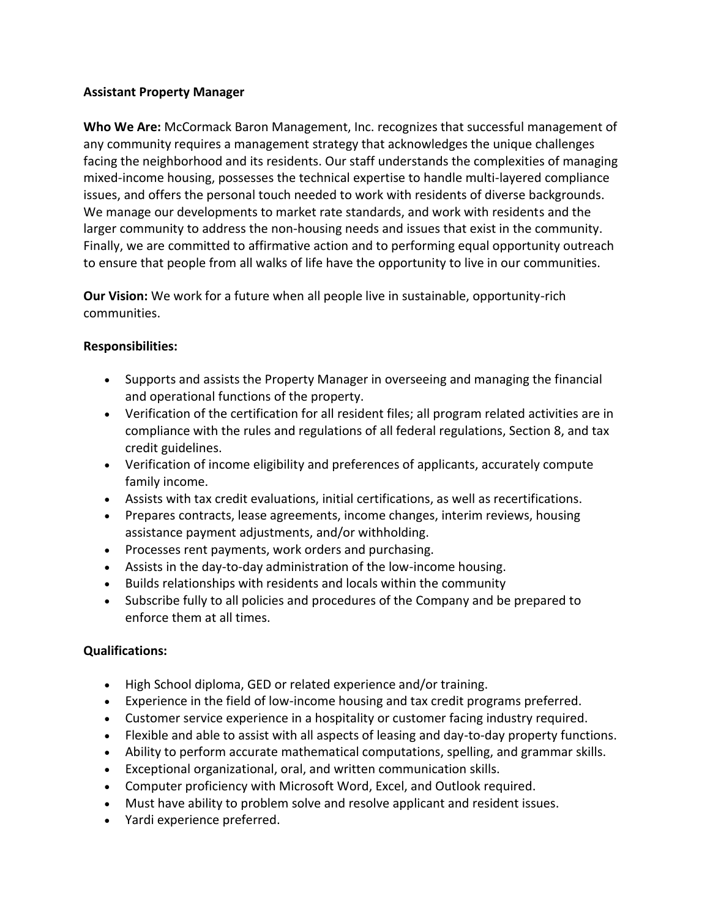**Assistant Property Manager**

**Who We Are:** McCormack Baron Management, Inc. recognizes that successful management of any community requires a management strategy that acknowledges the unique challenges facing the neighborhood and its residents. Our staff understands the complexities of managing mixed-income housing, possesses the technical expertise to handle multi-layered compliance issues, and offers the personal touch needed to work with residents of diverse backgrounds. We manage our developments to market rate standards, and work with residents and the larger community to address the non-housing needs and issues that exist in the community. Finally, we are committed to affirmative action and to performing equal opportunity outreach to ensure that people from all walks of life have the opportunity to live in our communities.

**Our Vision:** We work for a future when all people live in sustainable, opportunity-rich communities.

**Responsibilities:**

- Supports and assists the Property Manager in overseeing and managing the financial and operational functions of the property.
- Verification of the certification for all resident files; all program related activities are in compliance with the rules and regulations of all federal regulations, Section 8, and tax credit guidelines.
- Verification of income eligibility and preferences of applicants, accurately compute family income.
- Assists with tax credit evaluations, initial certifications, as well as recertifications.
- Prepares contracts, lease agreements, income changes, interim reviews, housing assistance payment adjustments, and/or withholding.
- Processes rent payments, work orders and purchasing.
- Assists in the day-to-day administration of the low-income housing.
- Builds relationships with residents and locals within the community
- Subscribe fully to all policies and procedures of the Company and be prepared to enforce them at all times.

**Qualifications:**

- High School diploma, GED or related experience and/or training.
- Experience in the field of low-income housing and tax credit programs preferred.
- Customer service experience in a hospitality or customer facing industry required.
- Flexible and able to assist with all aspects of leasing and day-to-day property functions.
- Ability to perform accurate mathematical computations, spelling, and grammar skills.
- Exceptional organizational, oral, and written communication skills.
- Computer proficiency with Microsoft Word, Excel, and Outlook required.
- Must have ability to problem solve and resolve applicant and resident issues.
- Yardi experience preferred.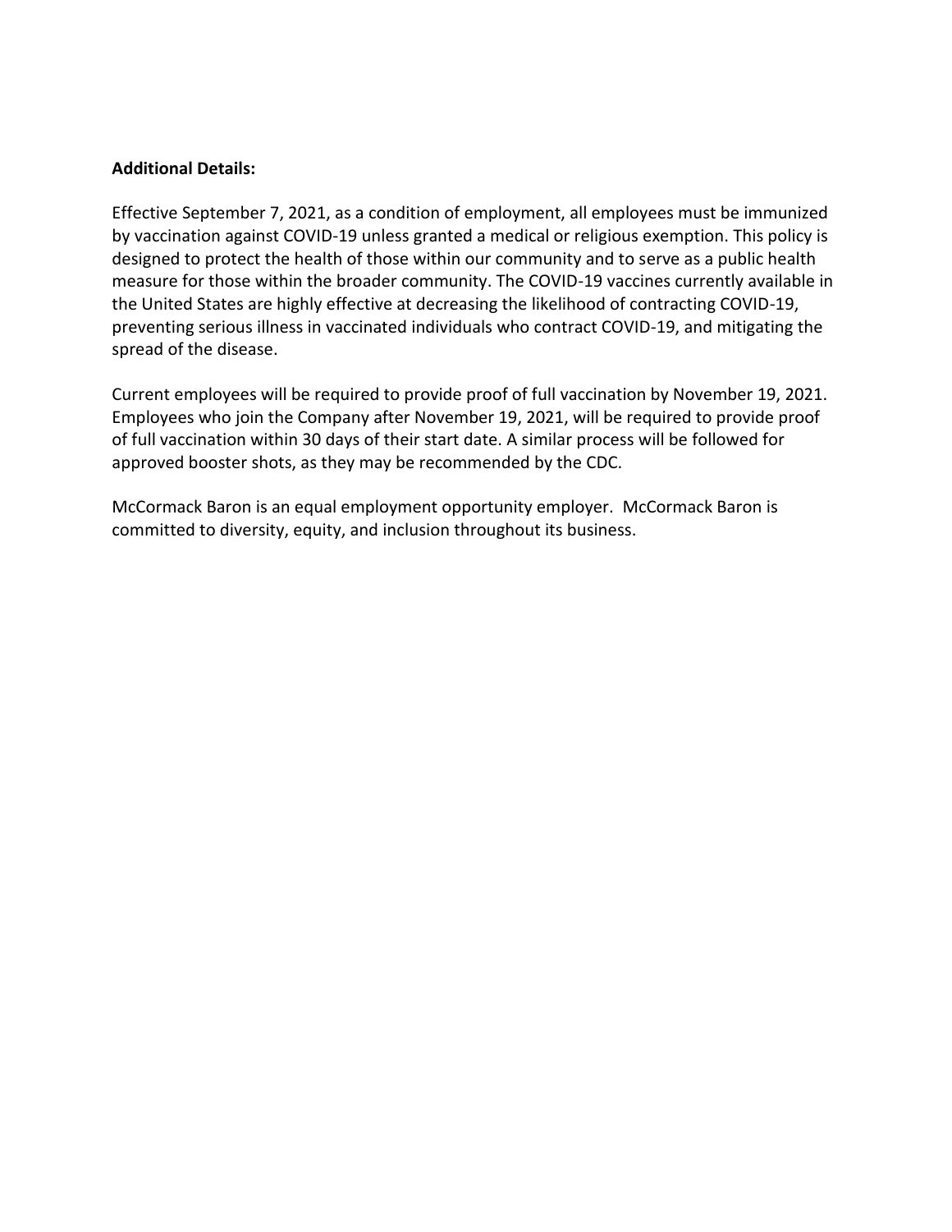**Additional Details:**

Effective September 7, 2021, as a condition of employment, all employees must be immunized by vaccination against COVID-19 unless granted a medical or religious exemption. This policy is designed to protect the health of those within our community and to serve as a public health measure for those within the broader community. The COVID-19 vaccines currently available in the United States are highly effective at decreasing the likelihood of contracting COVID-19, preventing serious illness in vaccinated individuals who contract COVID-19, and mitigating the spread of the disease.

Current employees will be required to provide proof of full vaccination by November 19, 2021. Employees who join the Company after November 19, 2021, will be required to provide proof of full vaccination within 30 days of their start date. A similar process will be followed for approved booster shots, as they may be recommended by the CDC.

McCormack Baron is an equal employment opportunity employer. McCormack Baron is committed to diversity, equity, and inclusion throughout its business.